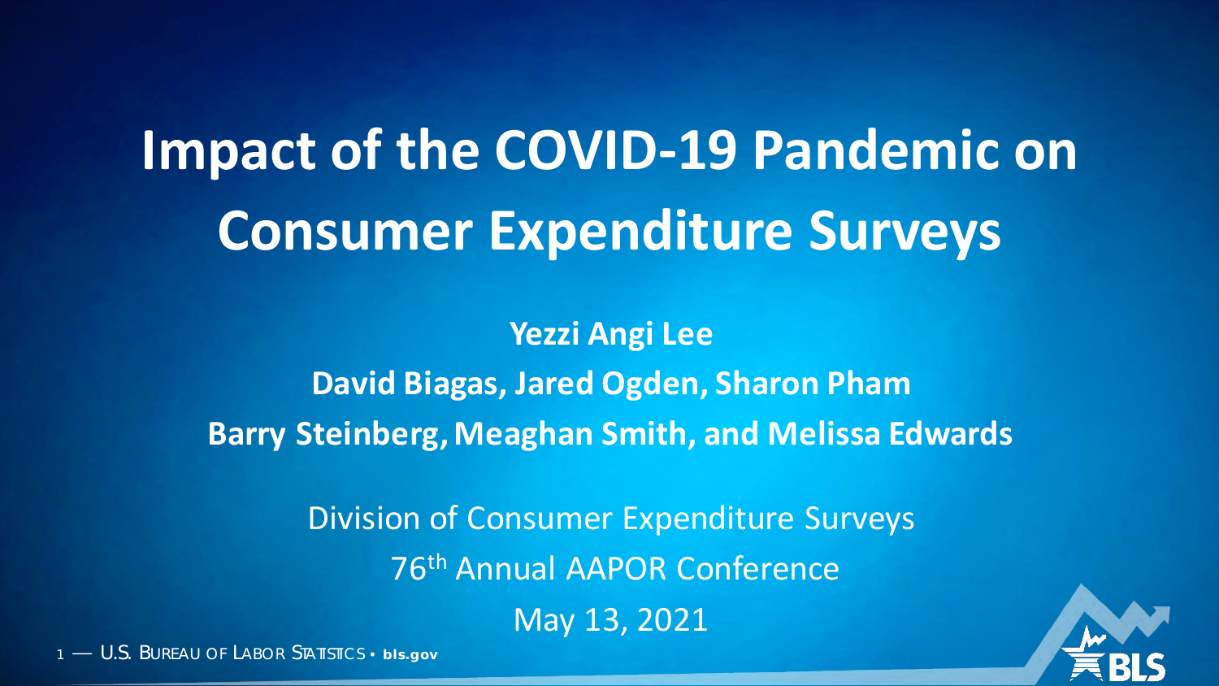# Impact of the COVID-19 Pandemic on Consumer Expenditure Surveys

**Yezzi Angi Lee**

**David Biagas, Jared Ogden, Sharon Pham**

**Barry Steinberg, Meaghan Smith, and Melissa Edwards**

Division of Consumer Expenditure Surveys

76th Annual AAPOR Conference

May 13, 2021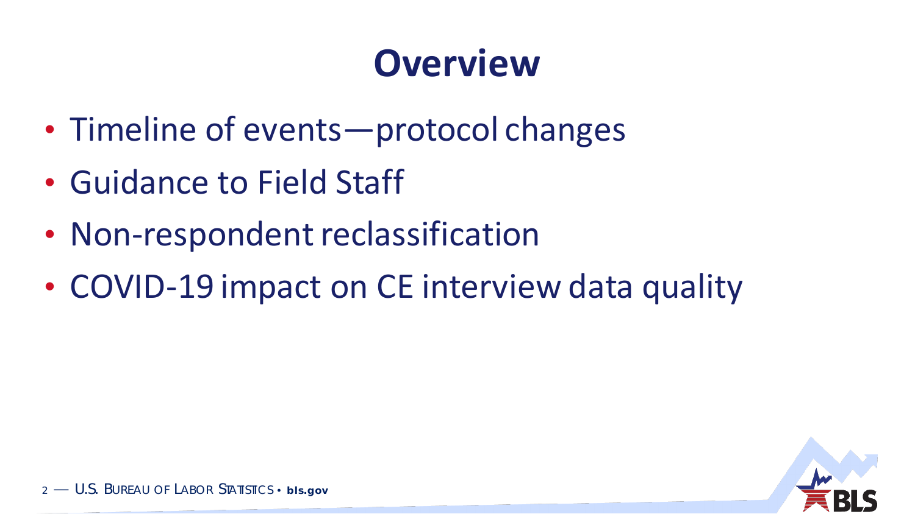# Overview

- Timeline of events—protocol changes
- Guidance to Field Staff
- Non-respondent reclassification
- COVID-19 impact on CE interview data quality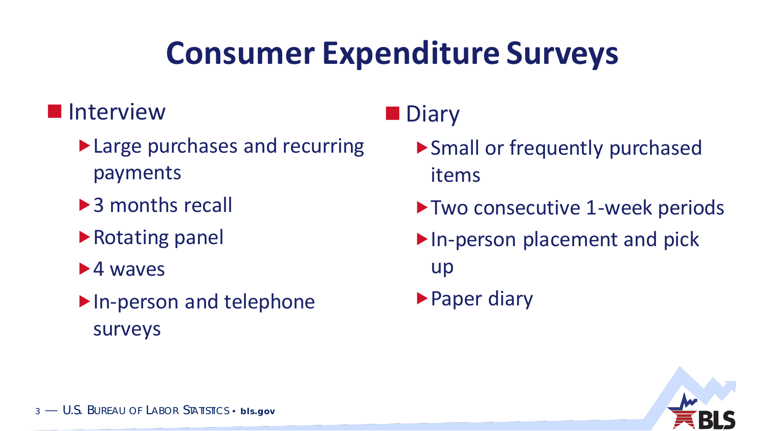# Consumer Expenditure Surveys

- Interview
  - Large purchases and recurring payments
  - 3 months recall
  - Rotating panel
  - 4 waves
  - In-person and telephone surveys

- Diary
  - Small or frequently purchased items
  - Two consecutive 1-week periods
  - In-person placement and pick up
  - Paper diary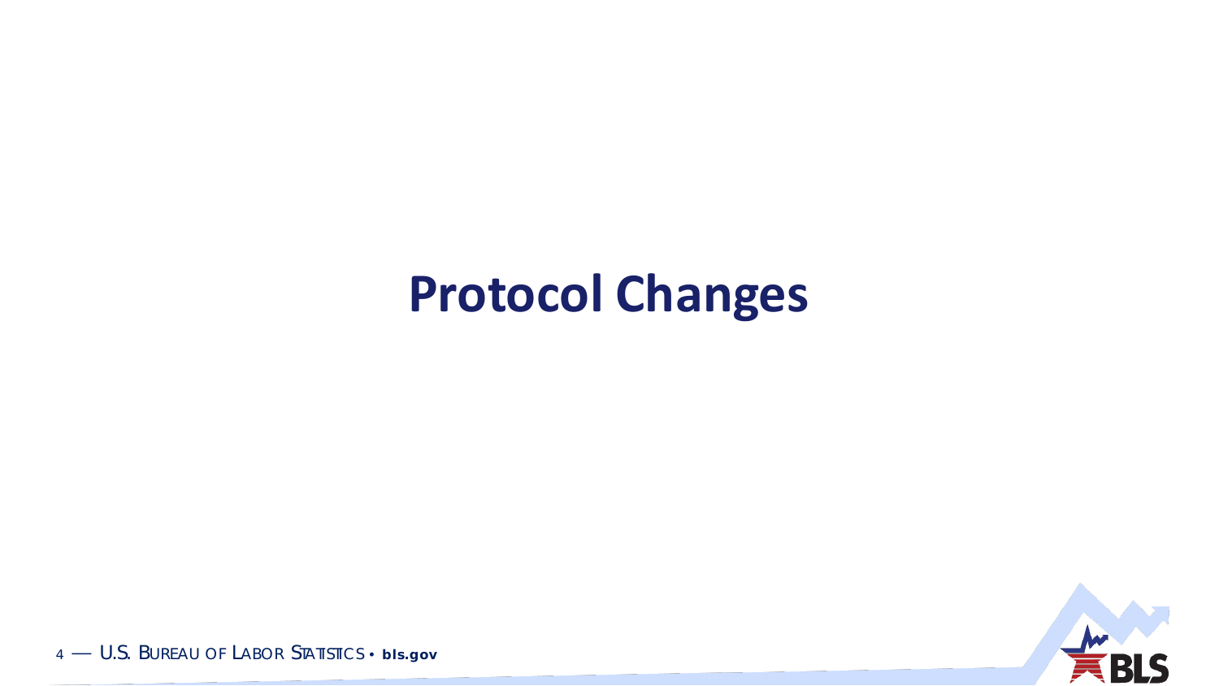# Protocol Changes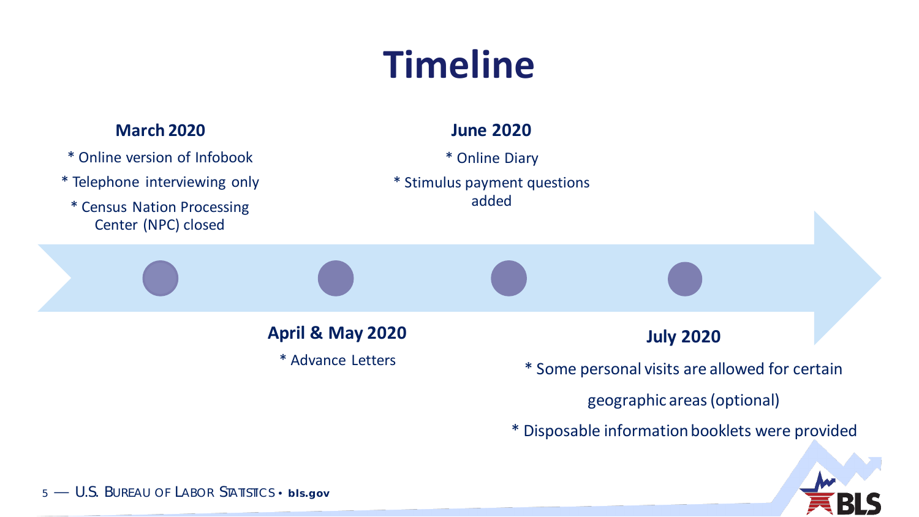# Timeline

**March 2020**

* Online version of Infobook
* Telephone interviewing only
* Census Nation Processing Center (NPC) closed

**April & May 2020**

* Advance Letters

**June 2020**

* Online Diary
* Stimulus payment questions added

**July 2020**

* Some personal visits are allowed for certain geographic areas (optional)
* Disposable information booklets were provided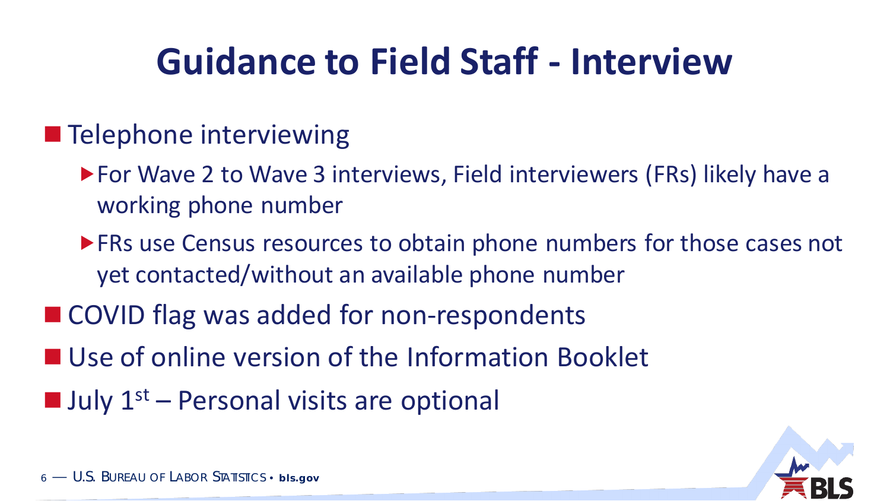# Guidance to Field Staff - Interview

- Telephone interviewing
  - For Wave 2 to Wave 3 interviews, Field interviewers (FRs) likely have a working phone number
  - FRs use Census resources to obtain phone numbers for those cases not yet contacted/without an available phone number
- COVID flag was added for non-respondents
- Use of online version of the Information Booklet
- July 1st – Personal visits are optional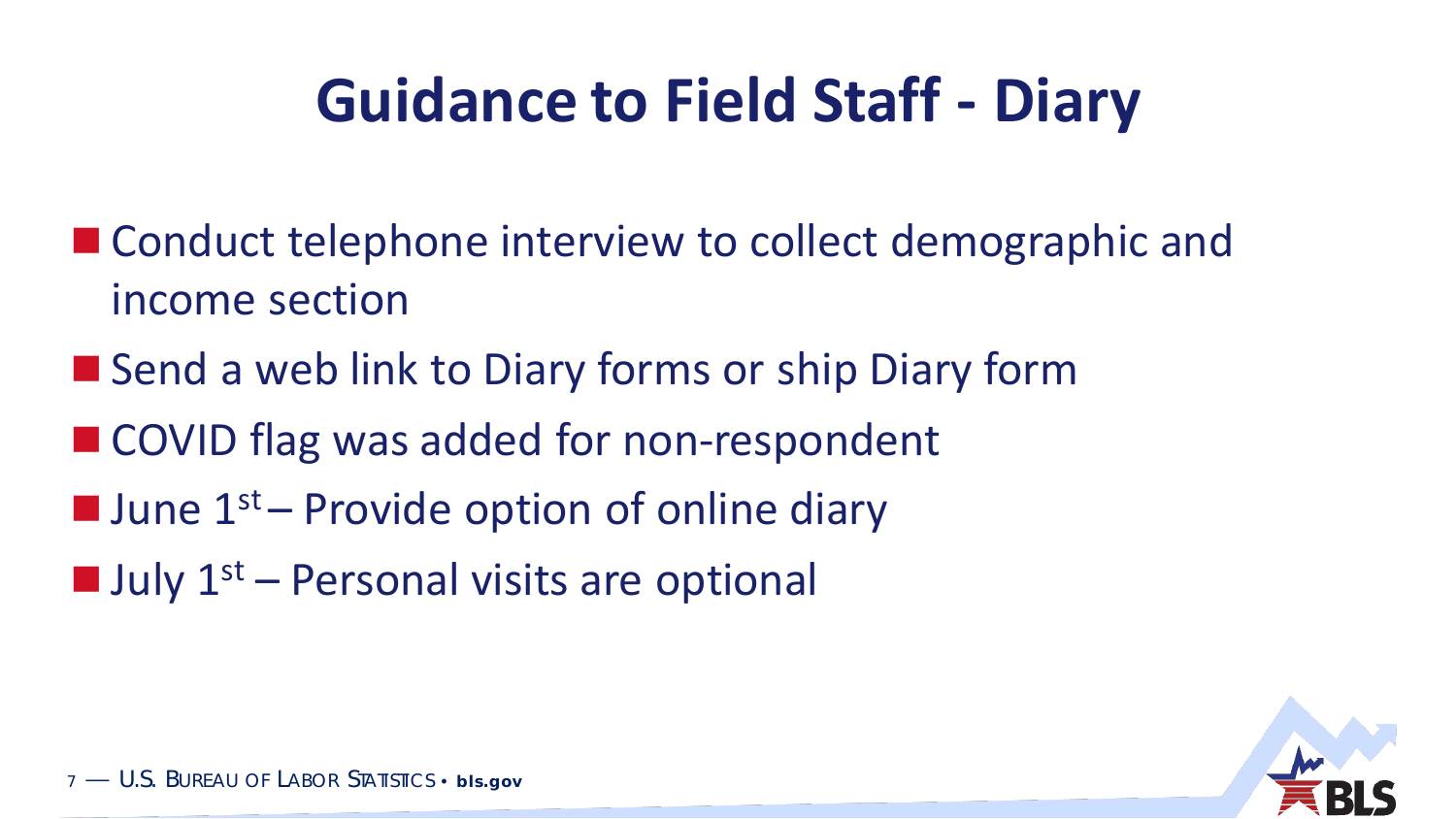# Guidance to Field Staff - Diary

- Conduct telephone interview to collect demographic and income section
- Send a web link to Diary forms or ship Diary form
- COVID flag was added for non-respondent
- June 1st – Provide option of online diary
- July 1st – Personal visits are optional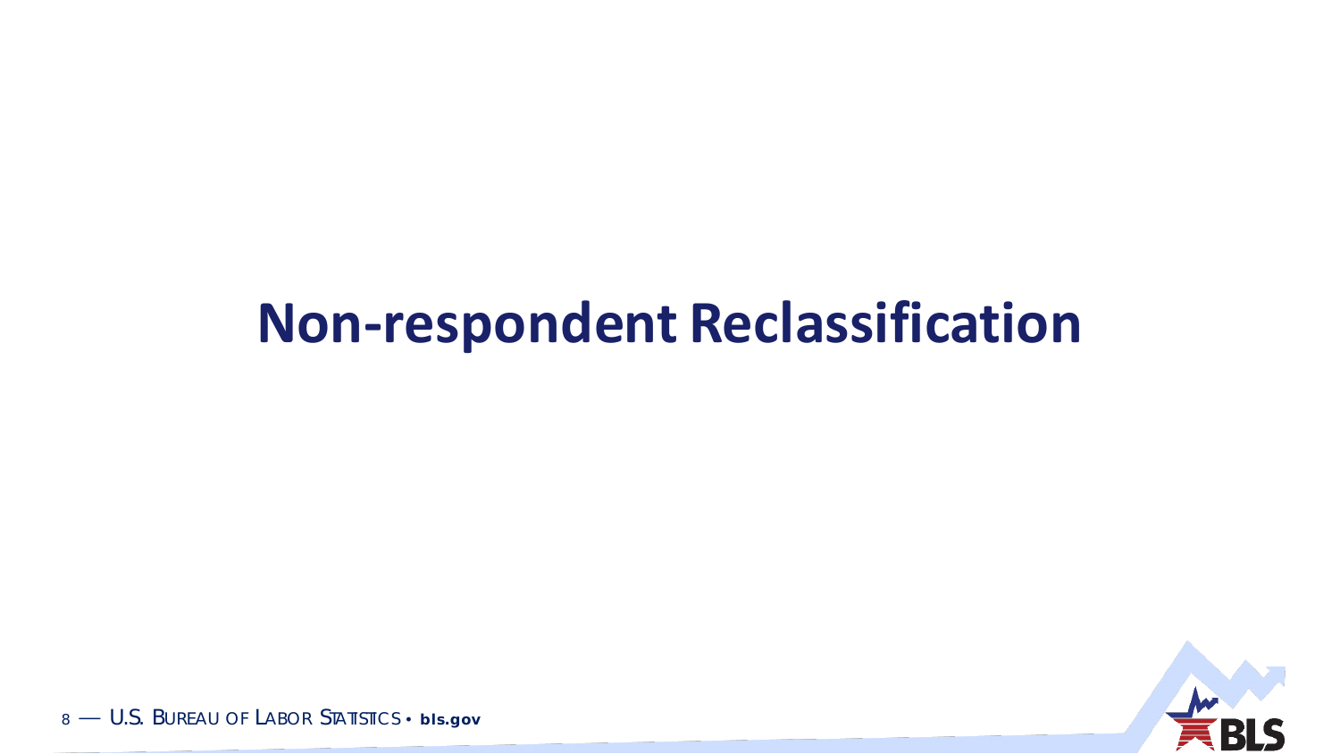# Non-respondent Reclassification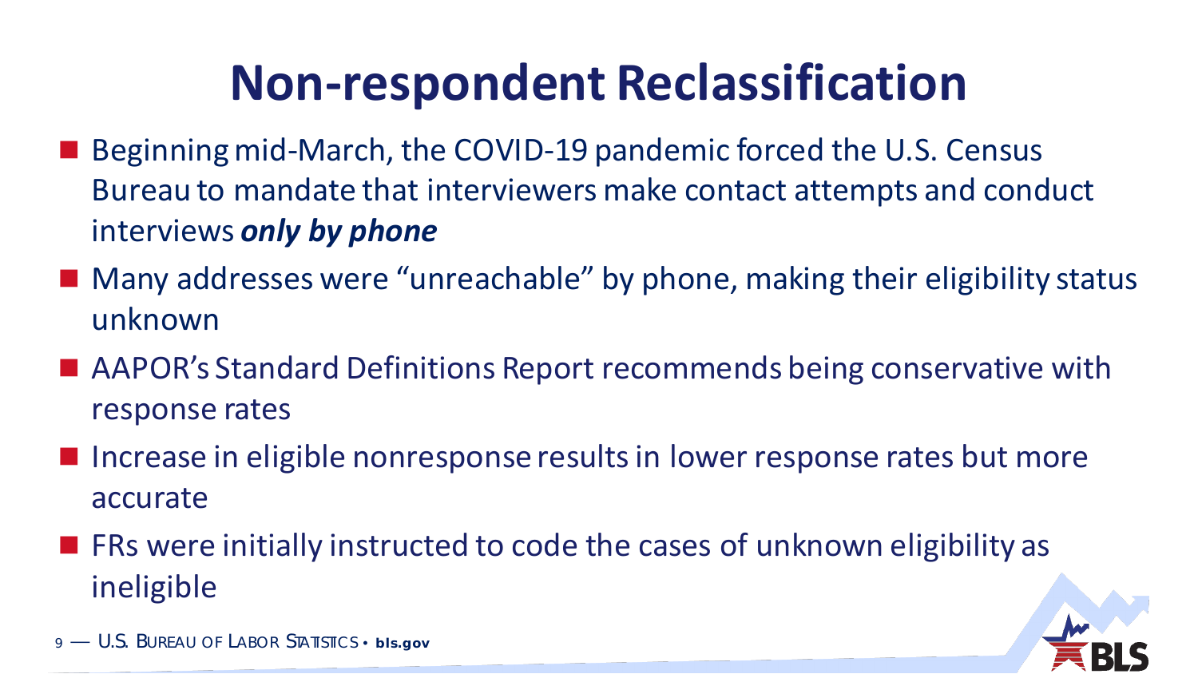# Non-respondent Reclassification

- Beginning mid-March, the COVID-19 pandemic forced the U.S. Census Bureau to mandate that interviewers make contact attempts and conduct interviews ***only by phone***
- Many addresses were "unreachable" by phone, making their eligibility status unknown
- AAPOR's Standard Definitions Report recommends being conservative with response rates
- Increase in eligible nonresponse results in lower response rates but more accurate
- FRs were initially instructed to code the cases of unknown eligibility as ineligible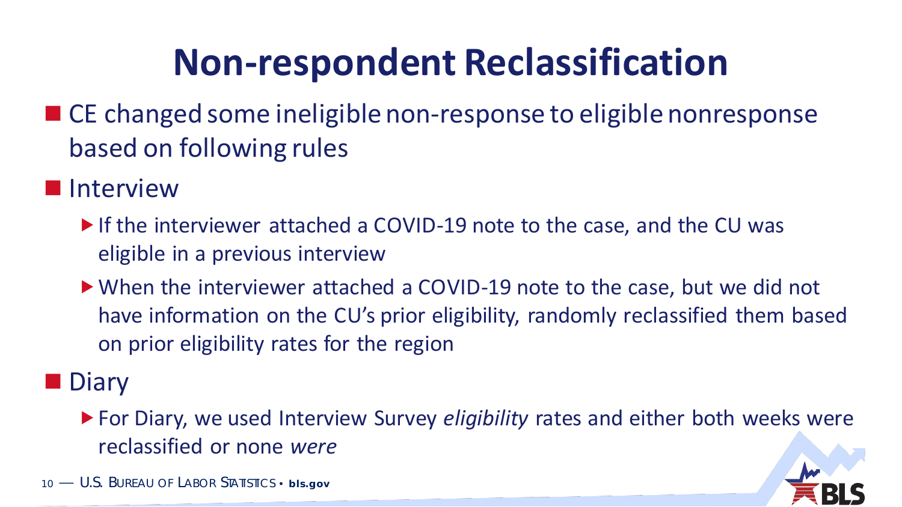# Non-respondent Reclassification

- CE changed some ineligible non-response to eligible nonresponse based on following rules
- Interview
  - If the interviewer attached a COVID-19 note to the case, and the CU was eligible in a previous interview
  - When the interviewer attached a COVID-19 note to the case, but we did not have information on the CU's prior eligibility, randomly reclassified them based on prior eligibility rates for the region
- Diary
  - For Diary, we used Interview Survey *eligibility* rates and either both weeks were reclassified or none *were*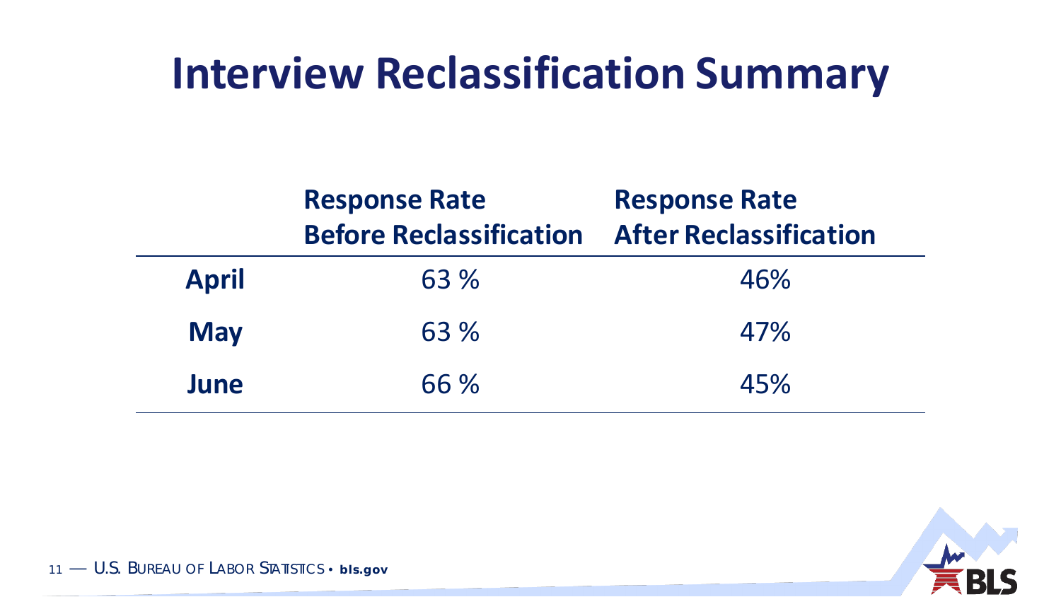# Interview Reclassification Summary

| | Response Rate Before Reclassification | Response Rate After Reclassification |
|---|---|---|
| **April** | 63 % | 46% |
| **May** | 63 % | 47% |
| **June** | 66 % | 45% |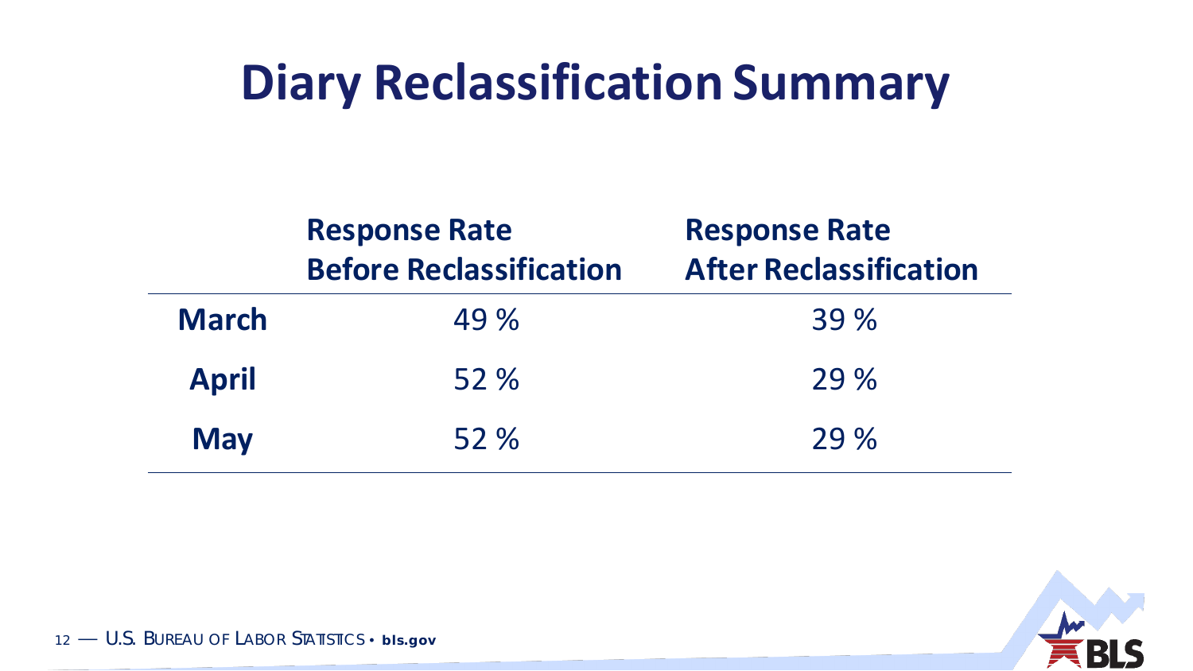# Diary Reclassification Summary

| | Response Rate Before Reclassification | Response Rate After Reclassification |
|---|---|---|
| **March** | 49 % | 39 % |
| **April** | 52 % | 29 % |
| **May** | 52 % | 29 % |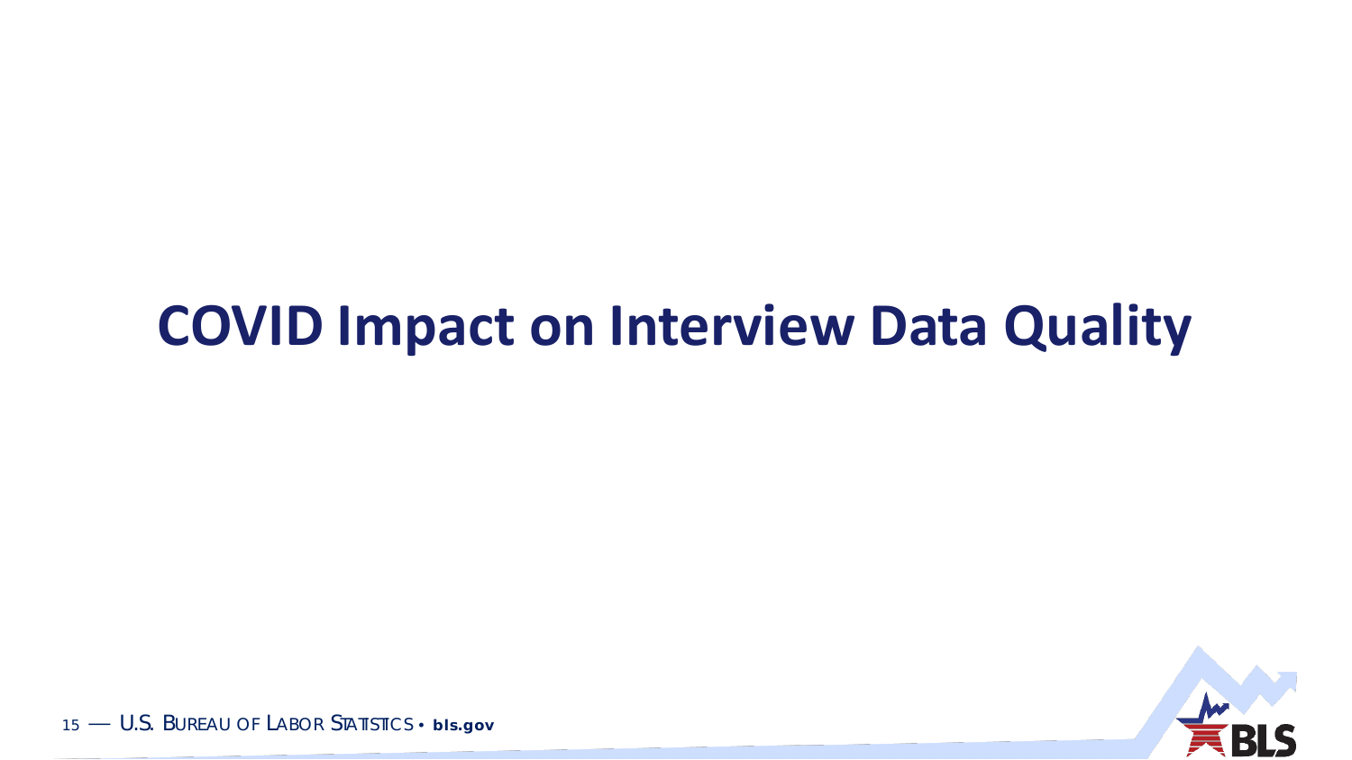# COVID Impact on Interview Data Quality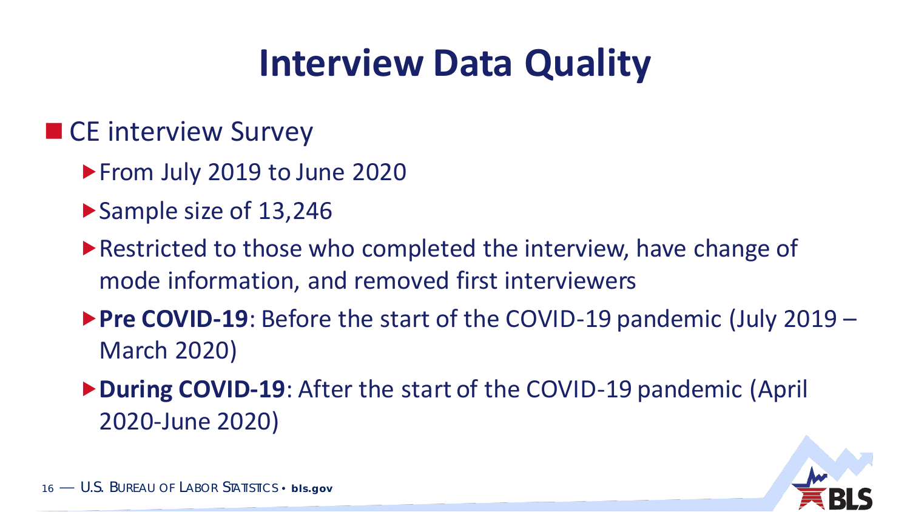# Interview Data Quality

- CE interview Survey
  - From July 2019 to June 2020
  - Sample size of 13,246
  - Restricted to those who completed the interview, have change of mode information, and removed first interviewers
  - **Pre COVID-19**: Before the start of the COVID-19 pandemic (July 2019 – March 2020)
  - **During COVID-19**: After the start of the COVID-19 pandemic (April 2020-June 2020)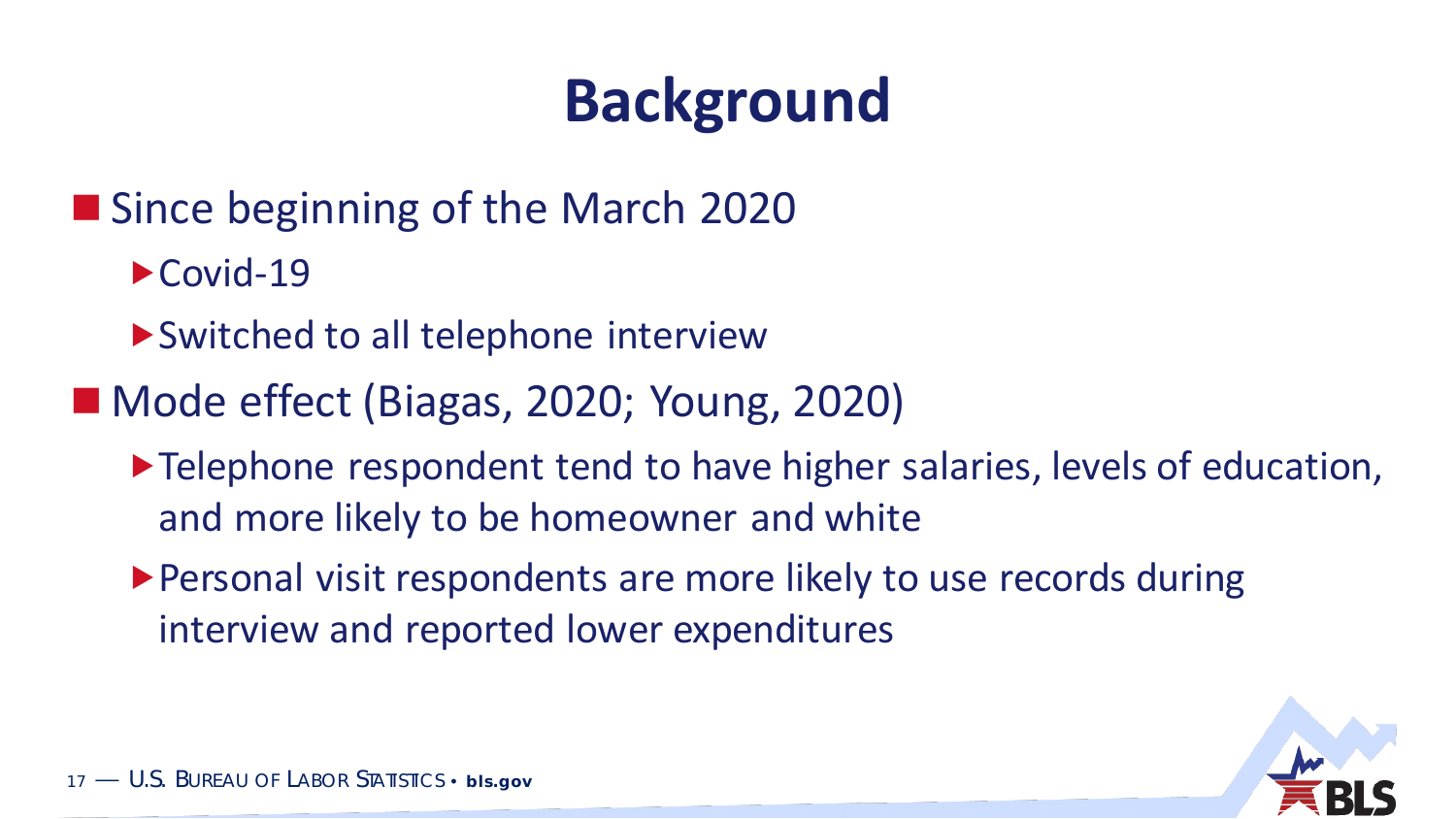# Background

- Since beginning of the March 2020
  - Covid-19
  - Switched to all telephone interview
- Mode effect (Biagas, 2020; Young, 2020)
  - Telephone respondent tend to have higher salaries, levels of education, and more likely to be homeowner and white
  - Personal visit respondents are more likely to use records during interview and reported lower expenditures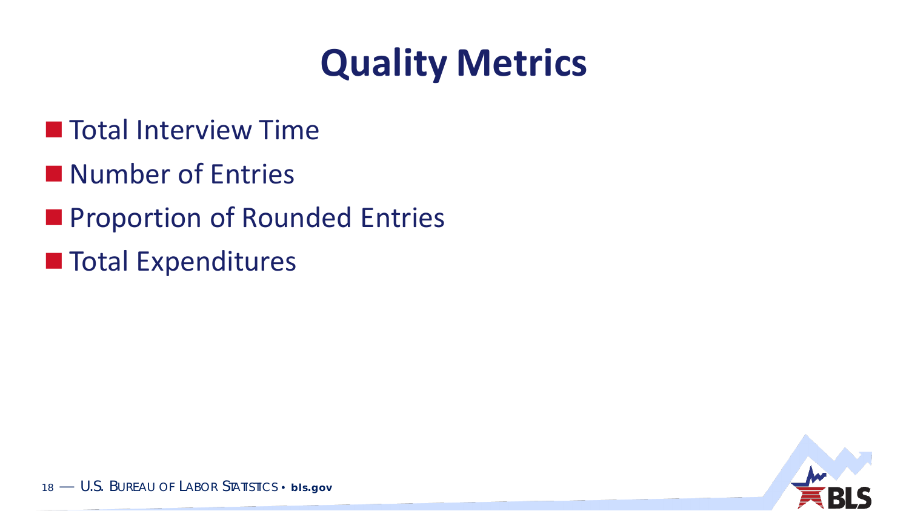# Quality Metrics

- Total Interview Time
- Number of Entries
- Proportion of Rounded Entries
- Total Expenditures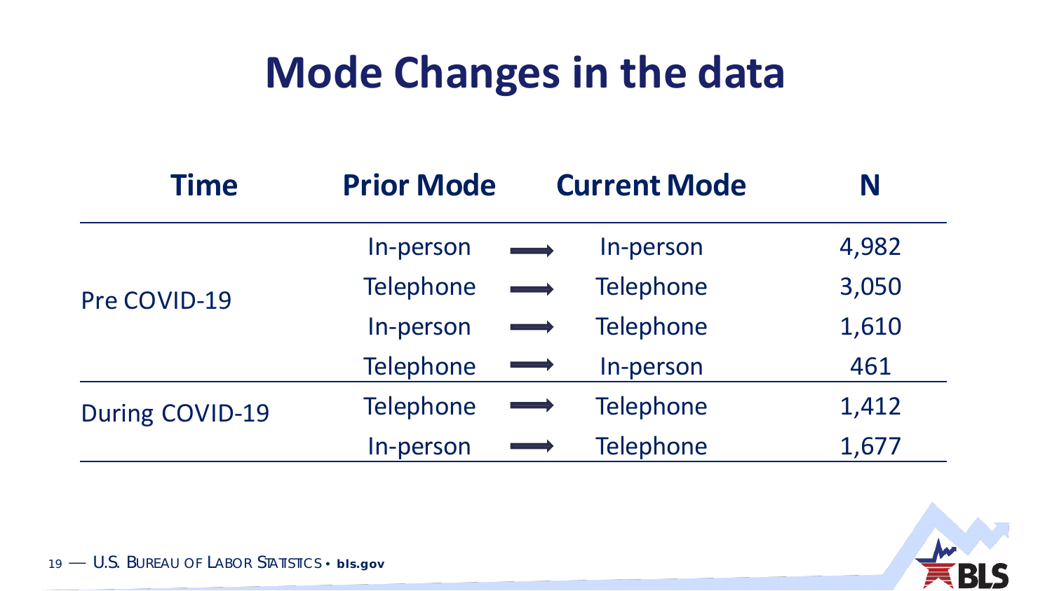# Mode Changes in the data

| Time | Prior Mode | | Current Mode | N |
|---|---|---|---|---|
| Pre COVID-19 | In-person | ⟶ | In-person | 4,982 |
| | Telephone | ⟶ | Telephone | 3,050 |
| | In-person | ⟶ | Telephone | 1,610 |
| | Telephone | ⟶ | In-person | 461 |
| During COVID-19 | Telephone | ⟶ | Telephone | 1,412 |
| | In-person | ⟶ | Telephone | 1,677 |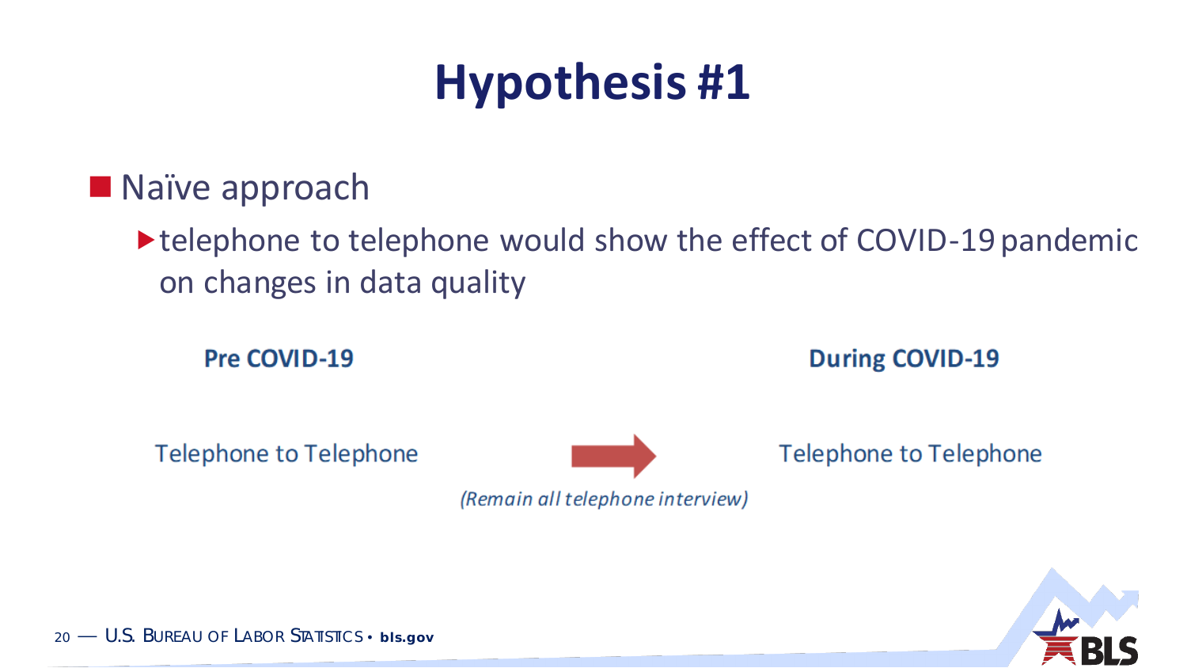# Hypothesis #1

- Naïve approach
  - telephone to telephone would show the effect of COVID-19 pandemic on changes in data quality

| **Pre COVID-19** | | **During COVID-19** |
| --- | --- | --- |
| Telephone to Telephone | → *(Remain all telephone interview)* | Telephone to Telephone |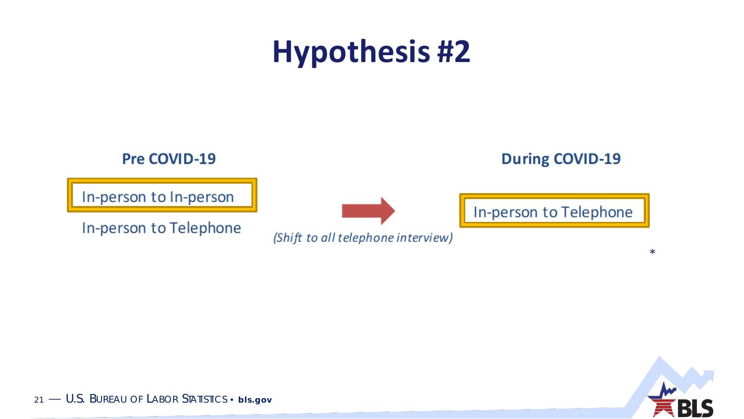# Hypothesis #2

**Pre COVID-19**

In-person to In-person

In-person to Telephone

*(Shift to all telephone interview)*

**During COVID-19**

In-person to Telephone

*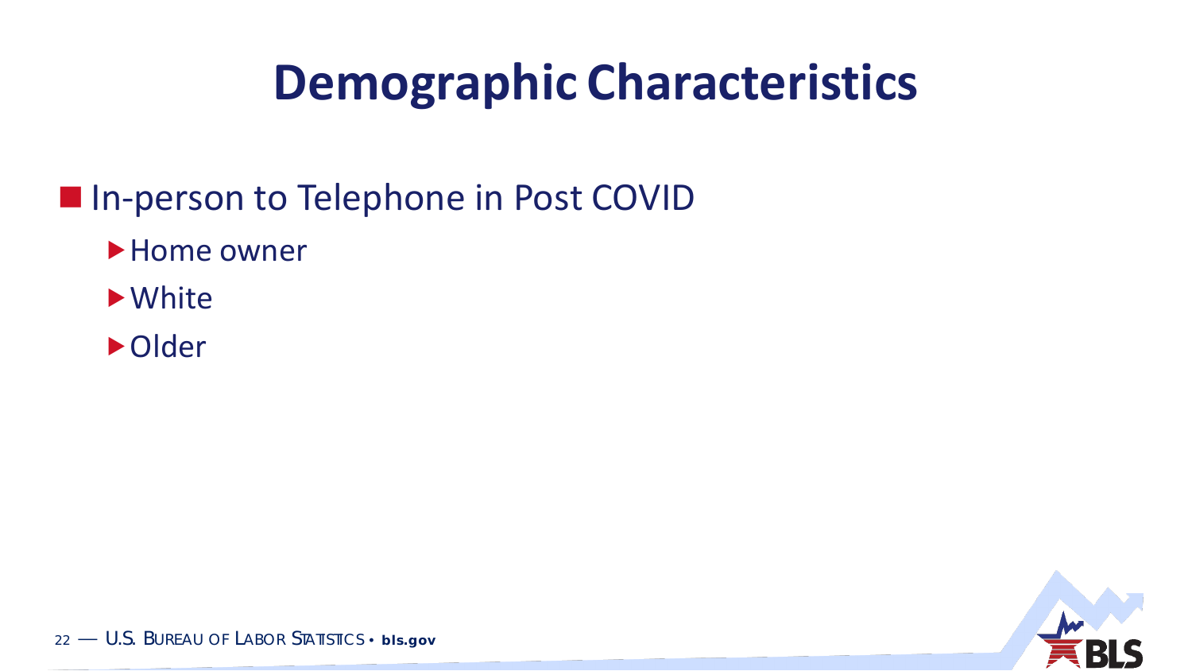# Demographic Characteristics

- In-person to Telephone in Post COVID
  - Home owner
  - White
  - Older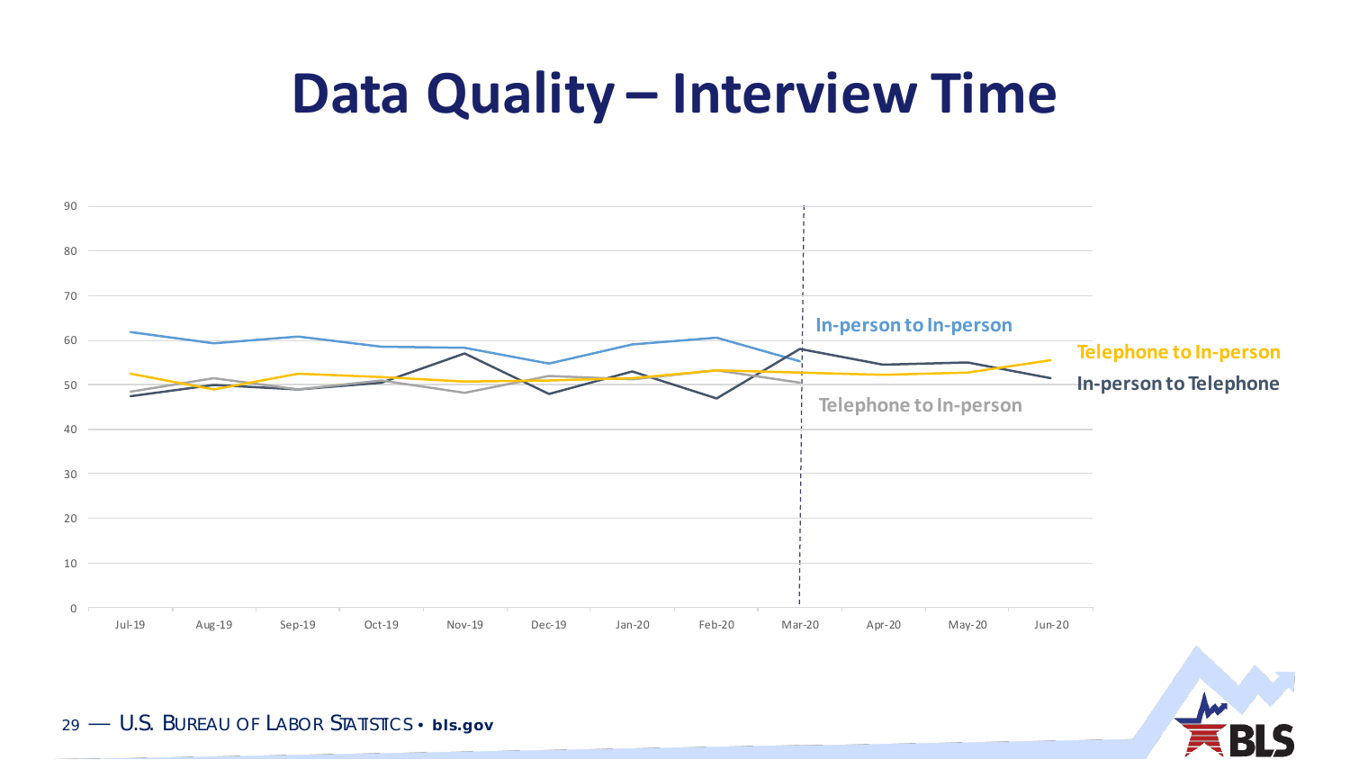# Data Quality – Interview Time

In-person to In-person

Telephone to In-person

In-person to Telephone

Telephone to In-person

90
80
70
60
50
40
30
20
10
0

Jul-19 Aug-19 Sep-19 Oct-19 Nov-19 Dec-19 Jan-20 Feb-20 Mar-20 Apr-20 May-20 Jun-20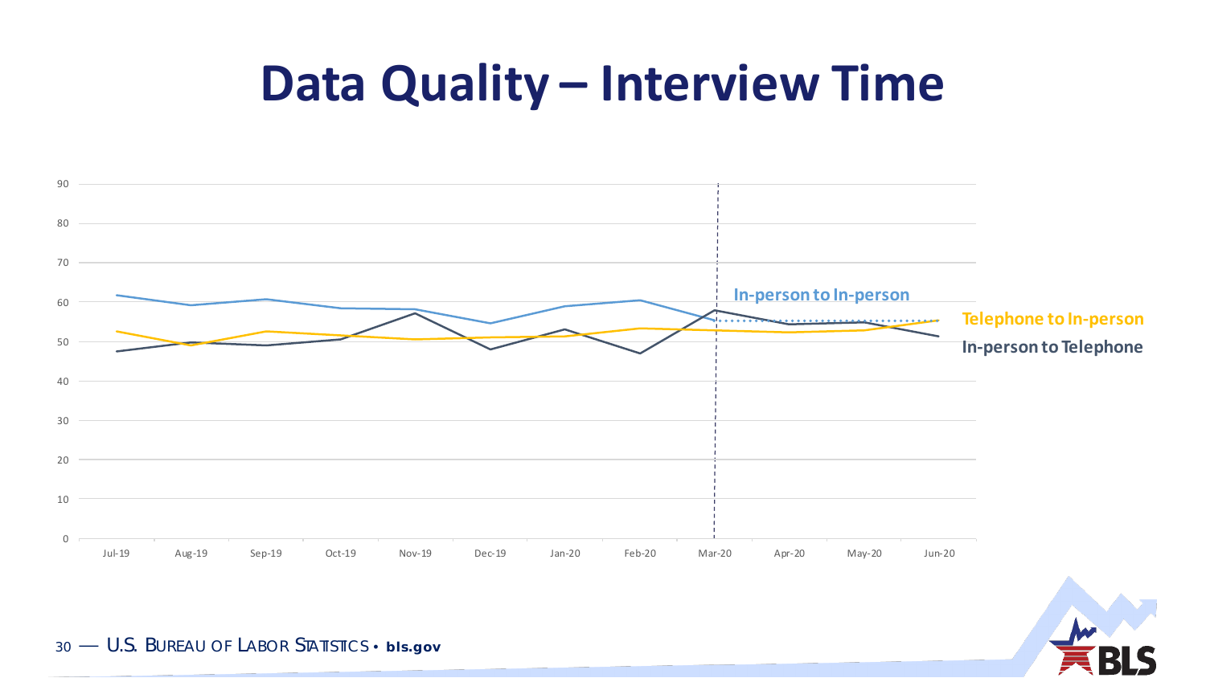# Data Quality – Interview Time

90
80
70
60
50
40
30
20
10
0

Jul-19 Aug-19 Sep-19 Oct-19 Nov-19 Dec-19 Jan-20 Feb-20 Mar-20 Apr-20 May-20 Jun-20

In-person to In-person

Telephone to In-person

In-person to Telephone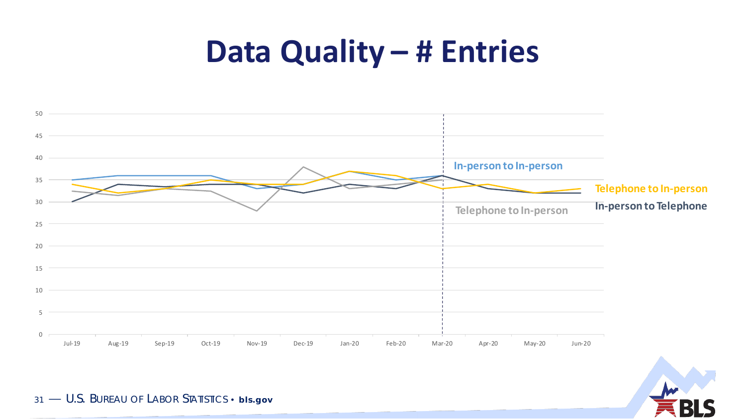# Data Quality – # Entries

| | Jul-19 | Aug-19 | Sep-19 | Oct-19 | Nov-19 | Dec-19 | Jan-20 | Feb-20 | Mar-20 | Apr-20 | May-20 | Jun-20 |
|---|---|---|---|---|---|---|---|---|---|---|---|---|

In-person to In-person

Telephone to In-person

Telephone to In-person

In-person to Telephone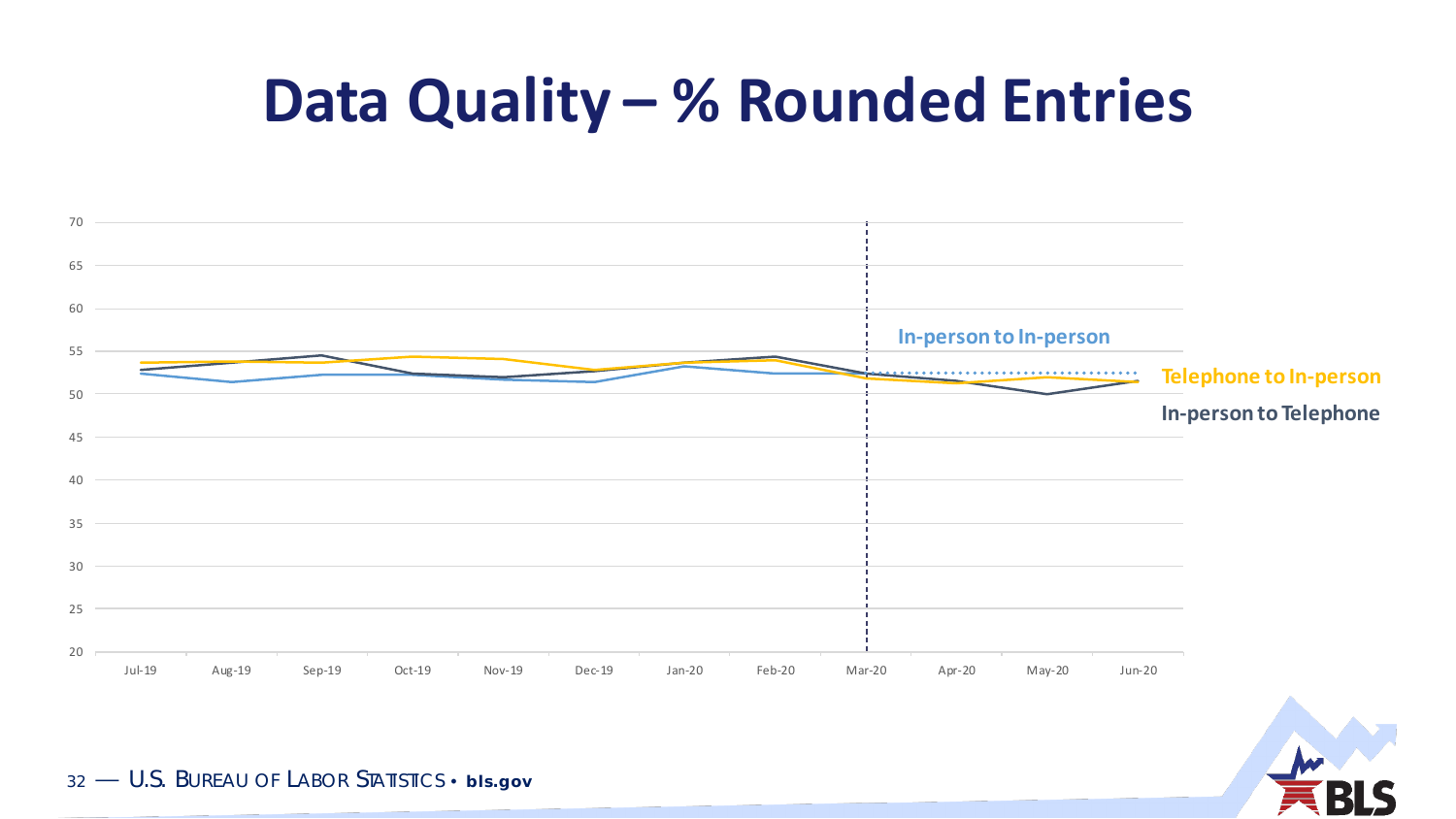# Data Quality – % Rounded Entries

70
65
60
55
50
45
40
35
30
25
20

Jul-19 Aug-19 Sep-19 Oct-19 Nov-19 Dec-19 Jan-20 Feb-20 Mar-20 Apr-20 May-20 Jun-20

In-person to In-person

Telephone to In-person

In-person to Telephone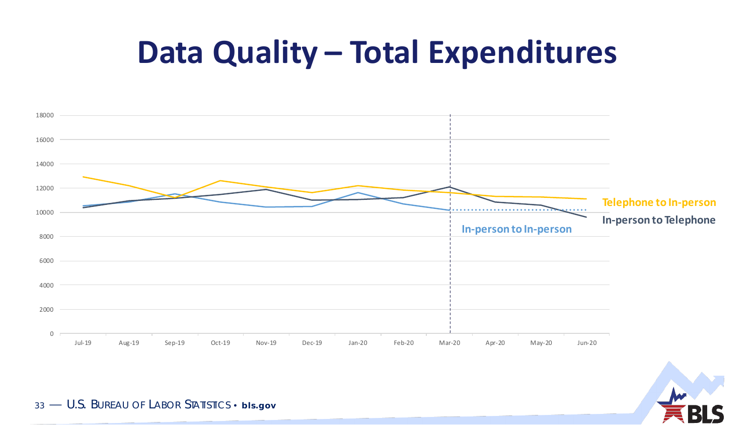# Data Quality – Total Expenditures

18000
16000
14000
12000
10000
8000
6000
4000
2000
0

Jul-19 Aug-19 Sep-19 Oct-19 Nov-19 Dec-19 Jan-20 Feb-20 Mar-20 Apr-20 May-20 Jun-20

Telephone to In-person

In-person to Telephone

In-person to In-person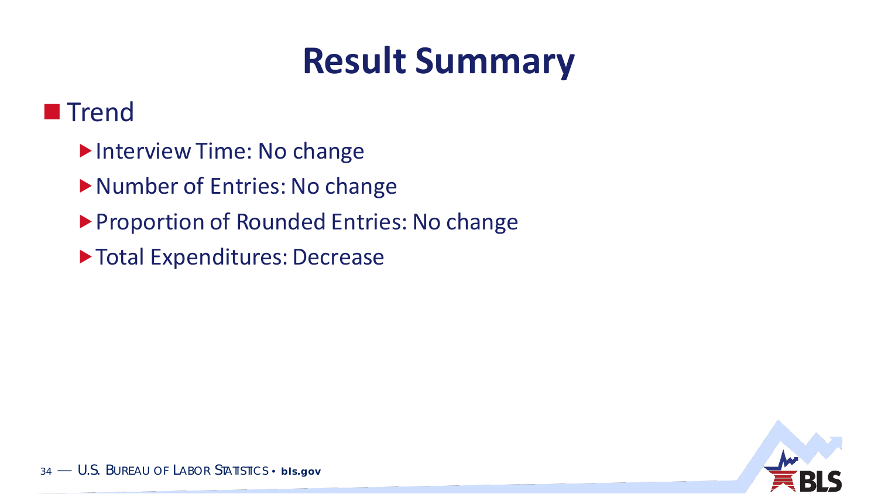# Result Summary

- Trend
  - Interview Time: No change
  - Number of Entries: No change
  - Proportion of Rounded Entries: No change
  - Total Expenditures: Decrease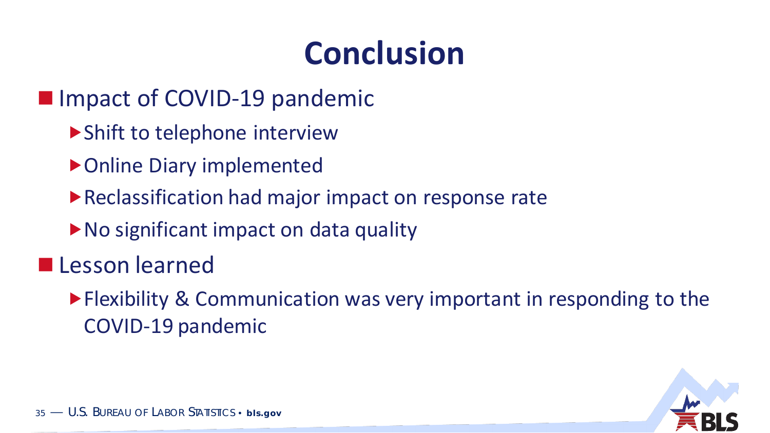# Conclusion

- Impact of COVID-19 pandemic
  - Shift to telephone interview
  - Online Diary implemented
  - Reclassification had major impact on response rate
  - No significant impact on data quality
- Lesson learned
  - Flexibility & Communication was very important in responding to the COVID-19 pandemic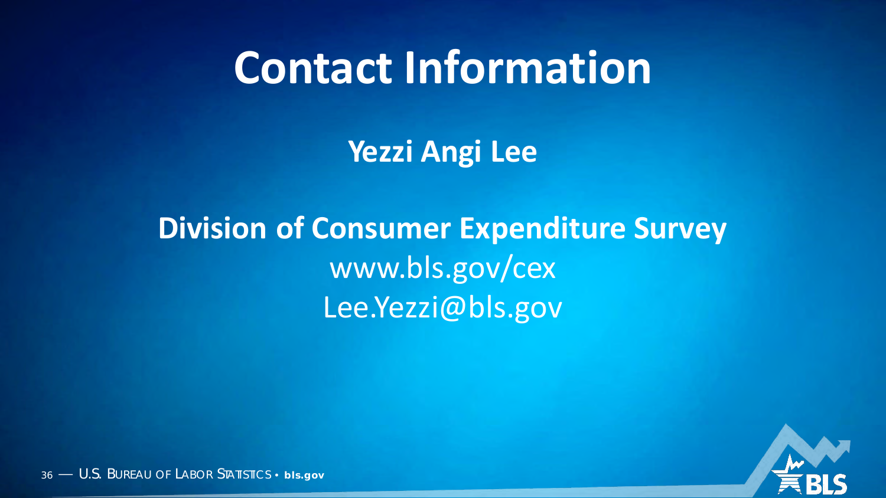# Contact Information

**Yezzi Angi Lee**

**Division of Consumer Expenditure Survey**

www.bls.gov/cex

Lee.Yezzi@bls.gov